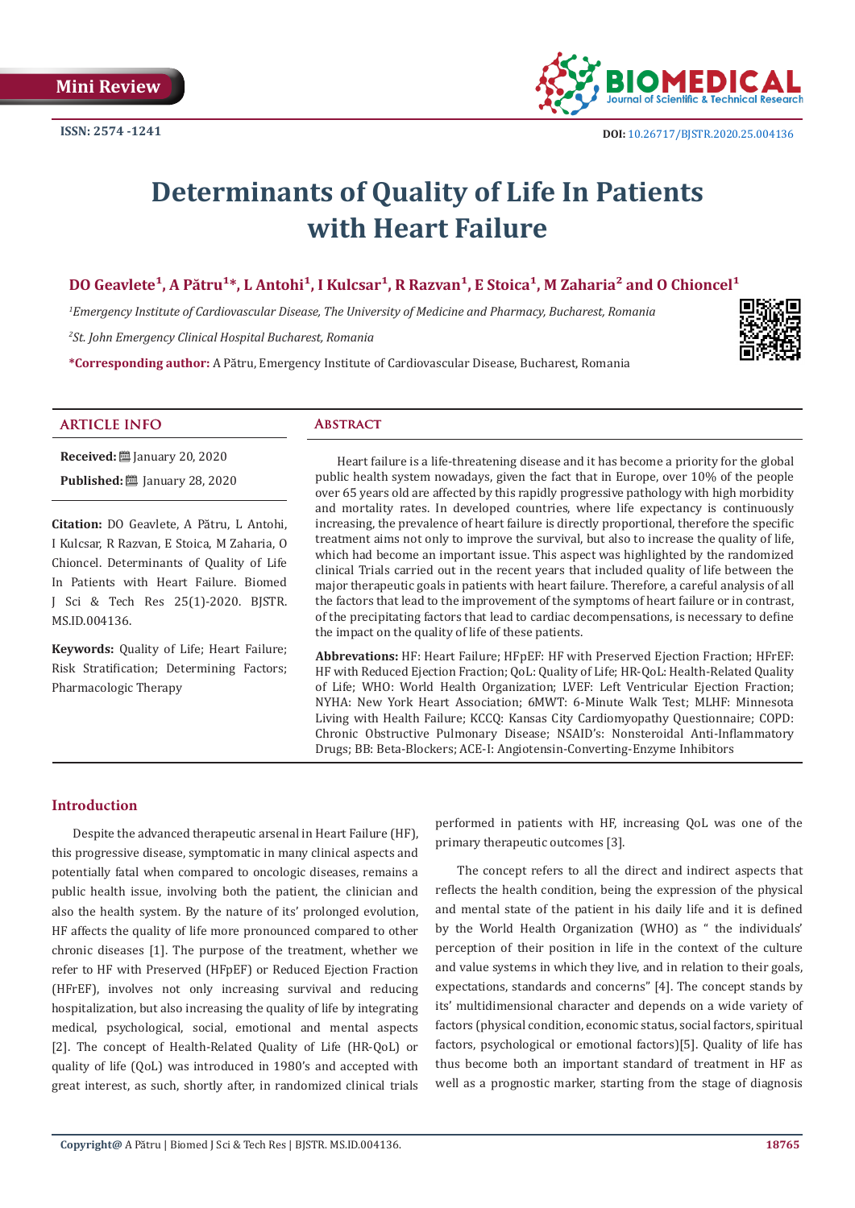Mini Review

ISSN: 2574 -1241

DOI: 10.26717/BJSTR.2020.25.004136

# Determinants of Quality of Life In Patients with Heart Failure

**DO Geavlete[1], A Pătru[1]*, L Antohi[1], I Kulcsar[1], R Razvan[1], E Stoica[1], M Zaharia[2] and O Chioncel[1]**

*[1]Emergency Institute of Cardiovascular Disease, The University of Medicine and Pharmacy, Bucharest, Romania*

*[2]St. John Emergency Clinical Hospital Bucharest, Romania*

**\*Corresponding author:** A Pătru, Emergency Institute of Cardiovascular Disease, Bucharest, Romania

## ARTICLE INFO

**Received:** January 20, 2020

**Published:** January 28, 2020

**Citation:** DO Geavlete, A Pătru, L Antohi, I Kulcsar, R Razvan, E Stoica, M Zaharia, O Chioncel. Determinants of Quality of Life In Patients with Heart Failure. Biomed J Sci & Tech Res 25(1)-2020. BJSTR. MS.ID.004136.

**Keywords:** Quality of Life; Heart Failure; Risk Stratification; Determining Factors; Pharmacologic Therapy

## Abstract

Heart failure is a life-threatening disease and it has become a priority for the global public health system nowadays, given the fact that in Europe, over 10% of the people over 65 years old are affected by this rapidly progressive pathology with high morbidity and mortality rates. In developed countries, where life expectancy is continuously increasing, the prevalence of heart failure is directly proportional, therefore the specific treatment aims not only to improve the survival, but also to increase the quality of life, which had become an important issue. This aspect was highlighted by the randomized clinical Trials carried out in the recent years that included quality of life between the major therapeutic goals in patients with heart failure. Therefore, a careful analysis of all the factors that lead to the improvement of the symptoms of heart failure or in contrast, of the precipitating factors that lead to cardiac decompensations, is necessary to define the impact on the quality of life of these patients.

**Abbrevations:** HF: Heart Failure; HFpEF: HF with Preserved Ejection Fraction; HFrEF: HF with Reduced Ejection Fraction; QoL: Quality of Life; HR-QoL: Health-Related Quality of Life; WHO: World Health Organization; LVEF: Left Ventricular Ejection Fraction; NYHA: New York Heart Association; 6MWT: 6-Minute Walk Test; MLHF: Minnesota Living with Health Failure; KCCQ: Kansas City Cardiomyopathy Questionnaire; COPD: Chronic Obstructive Pulmonary Disease; NSAID's: Nonsteroidal Anti-Inflammatory Drugs; BB: Beta-Blockers; ACE-I: Angiotensin-Converting-Enzyme Inhibitors

## Introduction

Despite the advanced therapeutic arsenal in Heart Failure (HF), this progressive disease, symptomatic in many clinical aspects and potentially fatal when compared to oncologic diseases, remains a public health issue, involving both the patient, the clinician and also the health system. By the nature of its' prolonged evolution, HF affects the quality of life more pronounced compared to other chronic diseases [1]. The purpose of the treatment, whether we refer to HF with Preserved (HFpEF) or Reduced Ejection Fraction (HFrEF), involves not only increasing survival and reducing hospitalization, but also increasing the quality of life by integrating medical, psychological, social, emotional and mental aspects [2]. The concept of Health-Related Quality of Life (HR-QoL) or quality of life (QoL) was introduced in 1980's and accepted with great interest, as such, shortly after, in randomized clinical trials performed in patients with HF, increasing QoL was one of the primary therapeutic outcomes [3].

The concept refers to all the direct and indirect aspects that reflects the health condition, being the expression of the physical and mental state of the patient in his daily life and it is defined by the World Health Organization (WHO) as " the individuals' perception of their position in life in the context of the culture and value systems in which they live, and in relation to their goals, expectations, standards and concerns" [4]. The concept stands by its' multidimensional character and depends on a wide variety of factors (physical condition, economic status, social factors, spiritual factors, psychological or emotional factors)[5]. Quality of life has thus become both an important standard of treatment in HF as well as a prognostic marker, starting from the stage of diagnosis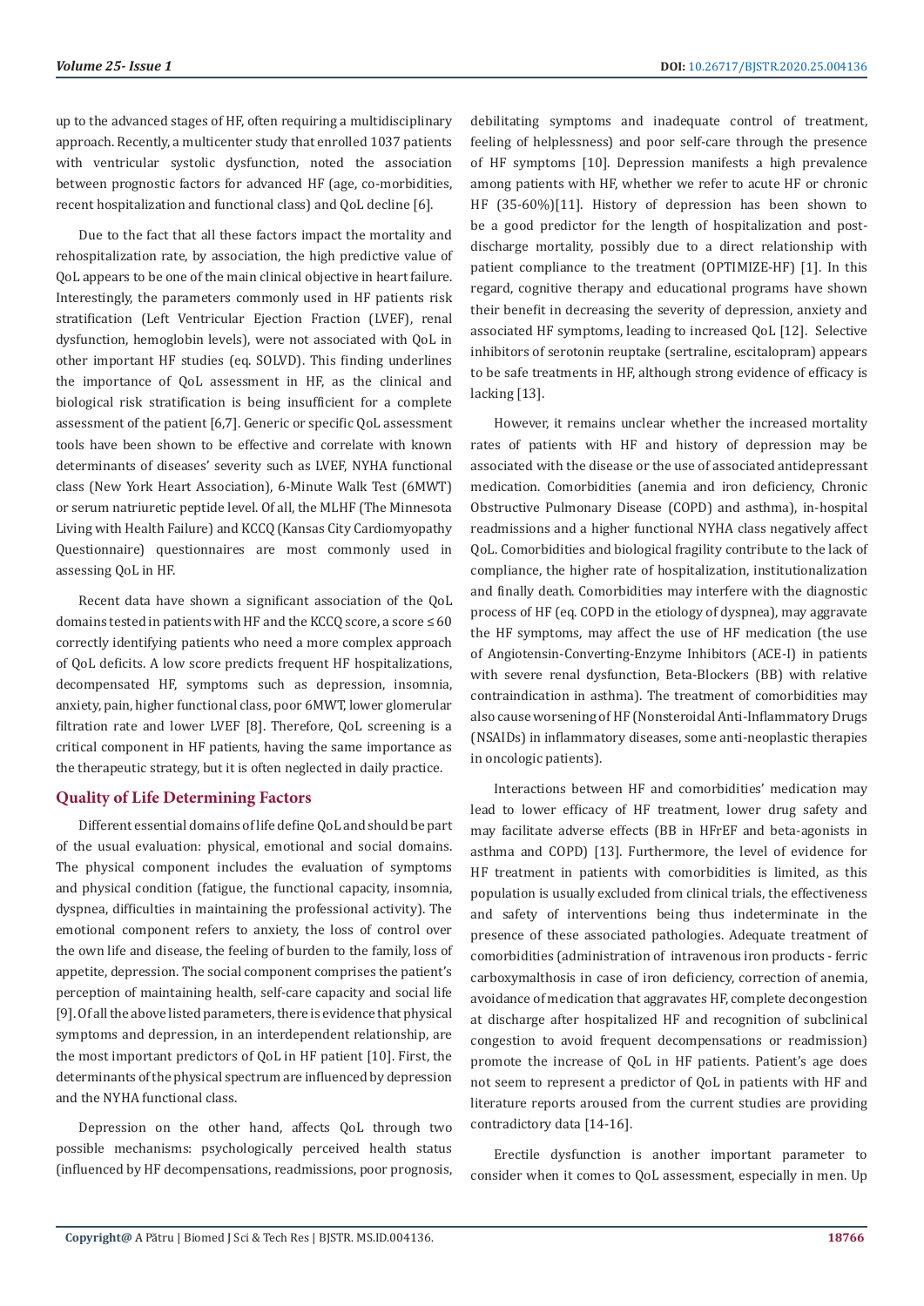up to the advanced stages of HF, often requiring a multidisciplinary approach. Recently, a multicenter study that enrolled 1037 patients with ventricular systolic dysfunction, noted the association between prognostic factors for advanced HF (age, co-morbidities, recent hospitalization and functional class) and QoL decline [6].

Due to the fact that all these factors impact the mortality and rehospitalization rate, by association, the high predictive value of QoL appears to be one of the main clinical objective in heart failure. Interestingly, the parameters commonly used in HF patients risk stratification (Left Ventricular Ejection Fraction (LVEF), renal dysfunction, hemoglobin levels), were not associated with QoL in other important HF studies (eq. SOLVD). This finding underlines the importance of QoL assessment in HF, as the clinical and biological risk stratification is being insufficient for a complete assessment of the patient [6,7]. Generic or specific QoL assessment tools have been shown to be effective and correlate with known determinants of diseases' severity such as LVEF, NYHA functional class (New York Heart Association), 6-Minute Walk Test (6MWT) or serum natriuretic peptide level. Of all, the MLHF (The Minnesota Living with Health Failure) and KCCQ (Kansas City Cardiomyopathy Questionnaire) questionnaires are most commonly used in assessing QoL in HF.

Recent data have shown a significant association of the QoL domains tested in patients with HF and the KCCQ score, a score ≤ 60 correctly identifying patients who need a more complex approach of QoL deficits. A low score predicts frequent HF hospitalizations, decompensated HF, symptoms such as depression, insomnia, anxiety, pain, higher functional class, poor 6MWT, lower glomerular filtration rate and lower LVEF [8]. Therefore, QoL screening is a critical component in HF patients, having the same importance as the therapeutic strategy, but it is often neglected in daily practice.

## Quality of Life Determining Factors

Different essential domains of life define QoL and should be part of the usual evaluation: physical, emotional and social domains. The physical component includes the evaluation of symptoms and physical condition (fatigue, the functional capacity, insomnia, dyspnea, difficulties in maintaining the professional activity). The emotional component refers to anxiety, the loss of control over the own life and disease, the feeling of burden to the family, loss of appetite, depression. The social component comprises the patient's perception of maintaining health, self-care capacity and social life [9]. Of all the above listed parameters, there is evidence that physical symptoms and depression, in an interdependent relationship, are the most important predictors of QoL in HF patient [10]. First, the determinants of the physical spectrum are influenced by depression and the NYHA functional class.

Depression on the other hand, affects QoL through two possible mechanisms: psychologically perceived health status (influenced by HF decompensations, readmissions, poor prognosis, debilitating symptoms and inadequate control of treatment, feeling of helplessness) and poor self-care through the presence of HF symptoms [10]. Depression manifests a high prevalence among patients with HF, whether we refer to acute HF or chronic HF (35-60%)[11]. History of depression has been shown to be a good predictor for the length of hospitalization and post-discharge mortality, possibly due to a direct relationship with patient compliance to the treatment (OPTIMIZE-HF) [1]. In this regard, cognitive therapy and educational programs have shown their benefit in decreasing the severity of depression, anxiety and associated HF symptoms, leading to increased QoL [12]. Selective inhibitors of serotonin reuptake (sertraline, escitalopram) appears to be safe treatments in HF, although strong evidence of efficacy is lacking [13].

However, it remains unclear whether the increased mortality rates of patients with HF and history of depression may be associated with the disease or the use of associated antidepressant medication. Comorbidities (anemia and iron deficiency, Chronic Obstructive Pulmonary Disease (COPD) and asthma), in-hospital readmissions and a higher functional NYHA class negatively affect QoL. Comorbidities and biological fragility contribute to the lack of compliance, the higher rate of hospitalization, institutionalization and finally death. Comorbidities may interfere with the diagnostic process of HF (eq. COPD in the etiology of dyspnea), may aggravate the HF symptoms, may affect the use of HF medication (the use of Angiotensin-Converting-Enzyme Inhibitors (ACE-I) in patients with severe renal dysfunction, Beta-Blockers (BB) with relative contraindication in asthma). The treatment of comorbidities may also cause worsening of HF (Nonsteroidal Anti-Inflammatory Drugs (NSAIDs) in inflammatory diseases, some anti-neoplastic therapies in oncologic patients).

Interactions between HF and comorbidities' medication may lead to lower efficacy of HF treatment, lower drug safety and may facilitate adverse effects (BB in HFrEF and beta-agonists in asthma and COPD) [13]. Furthermore, the level of evidence for HF treatment in patients with comorbidities is limited, as this population is usually excluded from clinical trials, the effectiveness and safety of interventions being thus indeterminate in the presence of these associated pathologies. Adequate treatment of comorbidities (administration of intravenous iron products - ferric carboxymalthosis in case of iron deficiency, correction of anemia, avoidance of medication that aggravates HF, complete decongestion at discharge after hospitalized HF and recognition of subclinical congestion to avoid frequent decompensations or readmission) promote the increase of QoL in HF patients. Patient's age does not seem to represent a predictor of QoL in patients with HF and literature reports aroused from the current studies are providing contradictory data [14-16].

Erectile dysfunction is another important parameter to consider when it comes to QoL assessment, especially in men. Up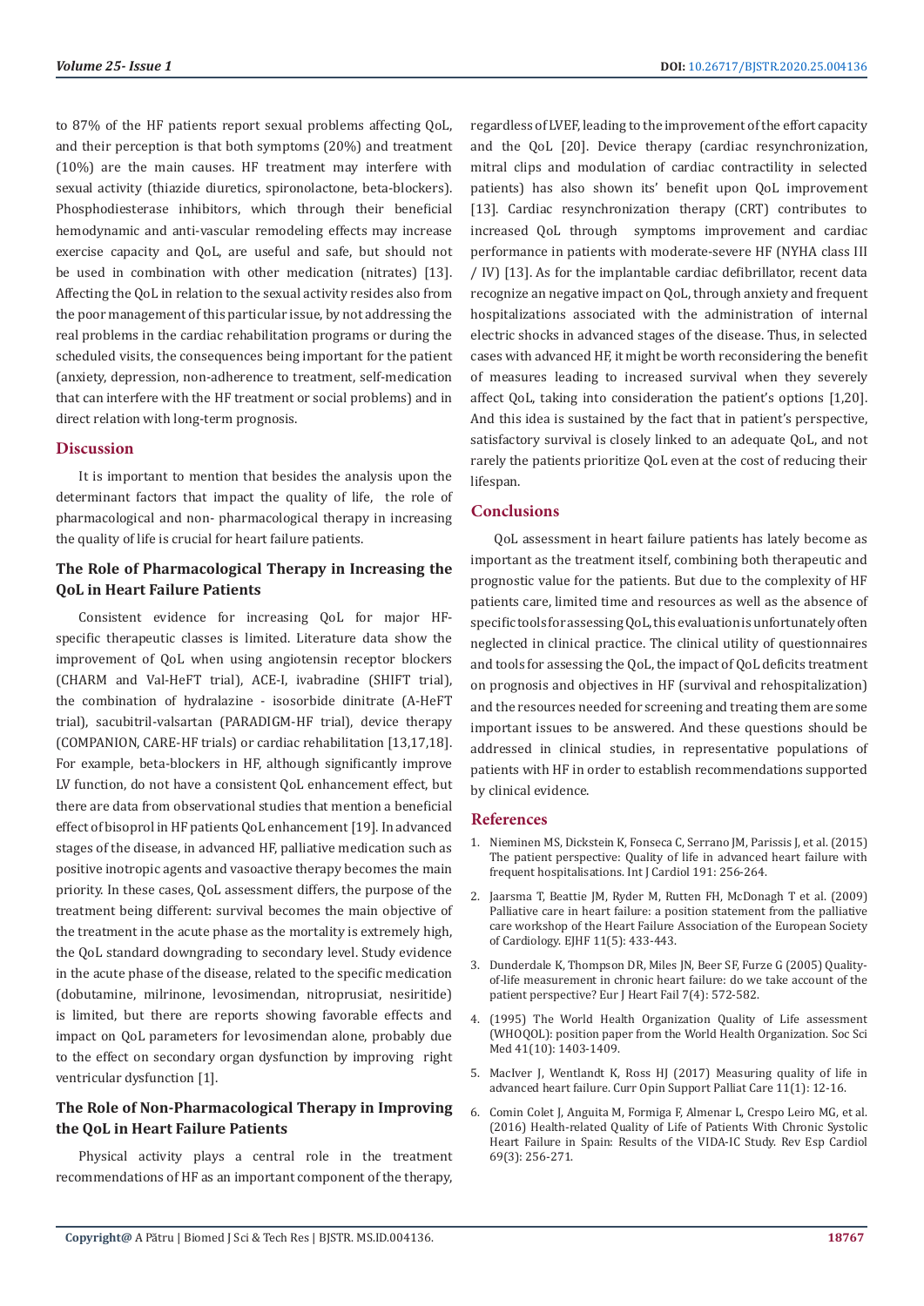to 87% of the HF patients report sexual problems affecting QoL, and their perception is that both symptoms (20%) and treatment (10%) are the main causes. HF treatment may interfere with sexual activity (thiazide diuretics, spironolactone, beta-blockers). Phosphodiesterase inhibitors, which through their beneficial hemodynamic and anti-vascular remodeling effects may increase exercise capacity and QoL, are useful and safe, but should not be used in combination with other medication (nitrates) [13]. Affecting the QoL in relation to the sexual activity resides also from the poor management of this particular issue, by not addressing the real problems in the cardiac rehabilitation programs or during the scheduled visits, the consequences being important for the patient (anxiety, depression, non-adherence to treatment, self-medication that can interfere with the HF treatment or social problems) and in direct relation with long-term prognosis.

## Discussion

It is important to mention that besides the analysis upon the determinant factors that impact the quality of life, the role of pharmacological and non- pharmacological therapy in increasing the quality of life is crucial for heart failure patients.

### The Role of Pharmacological Therapy in Increasing the QoL in Heart Failure Patients

Consistent evidence for increasing QoL for major HF-specific therapeutic classes is limited. Literature data show the improvement of QoL when using angiotensin receptor blockers (CHARM and Val-HeFT trial), ACE-I, ivabradine (SHIFT trial), the combination of hydralazine - isosorbide dinitrate (A-HeFT trial), sacubitril-valsartan (PARADIGM-HF trial), device therapy (COMPANION, CARE-HF trials) or cardiac rehabilitation [13,17,18]. For example, beta-blockers in HF, although significantly improve LV function, do not have a consistent QoL enhancement effect, but there are data from observational studies that mention a beneficial effect of bisoprol in HF patients QoL enhancement [19]. In advanced stages of the disease, in advanced HF, palliative medication such as positive inotropic agents and vasoactive therapy becomes the main priority. In these cases, QoL assessment differs, the purpose of the treatment being different: survival becomes the main objective of the treatment in the acute phase as the mortality is extremely high, the QoL standard downgrading to secondary level. Study evidence in the acute phase of the disease, related to the specific medication (dobutamine, milrinone, levosimendan, nitroprusiat, nesiritide) is limited, but there are reports showing favorable effects and impact on QoL parameters for levosimendan alone, probably due to the effect on secondary organ dysfunction by improving right ventricular dysfunction [1].

### The Role of Non-Pharmacological Therapy in Improving the QoL in Heart Failure Patients

Physical activity plays a central role in the treatment recommendations of HF as an important component of the therapy, regardless of LVEF, leading to the improvement of the effort capacity and the QoL [20]. Device therapy (cardiac resynchronization, mitral clips and modulation of cardiac contractility in selected patients) has also shown its' benefit upon QoL improvement [13]. Cardiac resynchronization therapy (CRT) contributes to increased QoL through symptoms improvement and cardiac performance in patients with moderate-severe HF (NYHA class III / IV) [13]. As for the implantable cardiac defibrillator, recent data recognize an negative impact on QoL, through anxiety and frequent hospitalizations associated with the administration of internal electric shocks in advanced stages of the disease. Thus, in selected cases with advanced HF, it might be worth reconsidering the benefit of measures leading to increased survival when they severely affect QoL, taking into consideration the patient's options [1,20]. And this idea is sustained by the fact that in patient's perspective, satisfactory survival is closely linked to an adequate QoL, and not rarely the patients prioritize QoL even at the cost of reducing their lifespan.

## Conclusions

QoL assessment in heart failure patients has lately become as important as the treatment itself, combining both therapeutic and prognostic value for the patients. But due to the complexity of HF patients care, limited time and resources as well as the absence of specific tools for assessing QoL, this evaluation is unfortunately often neglected in clinical practice. The clinical utility of questionnaires and tools for assessing the QoL, the impact of QoL deficits treatment on prognosis and objectives in HF (survival and rehospitalization) and the resources needed for screening and treating them are some important issues to be answered. And these questions should be addressed in clinical studies, in representative populations of patients with HF in order to establish recommendations supported by clinical evidence.

## References

1. Nieminen MS, Dickstein K, Fonseca C, Serrano JM, Parissis J, et al. (2015) The patient perspective: Quality of life in advanced heart failure with frequent hospitalisations. Int J Cardiol 191: 256-264.
2. Jaarsma T, Beattie JM, Ryder M, Rutten FH, McDonagh T et al. (2009) Palliative care in heart failure: a position statement from the palliative care workshop of the Heart Failure Association of the European Society of Cardiology. EJHF 11(5): 433-443.
3. Dunderdale K, Thompson DR, Miles JN, Beer SF, Furze G (2005) Quality-of-life measurement in chronic heart failure: do we take account of the patient perspective? Eur J Heart Fail 7(4): 572-582.
4. (1995) The World Health Organization Quality of Life assessment (WHOQOL): position paper from the World Health Organization. Soc Sci Med 41(10): 1403-1409.
5. MacIver J, Wentlandt K, Ross HJ (2017) Measuring quality of life in advanced heart failure. Curr Opin Support Palliat Care 11(1): 12-16.
6. Comin Colet J, Anguita M, Formiga F, Almenar L, Crespo Leiro MG, et al. (2016) Health-related Quality of Life of Patients With Chronic Systolic Heart Failure in Spain: Results of the VIDA-IC Study. Rev Esp Cardiol 69(3): 256-271.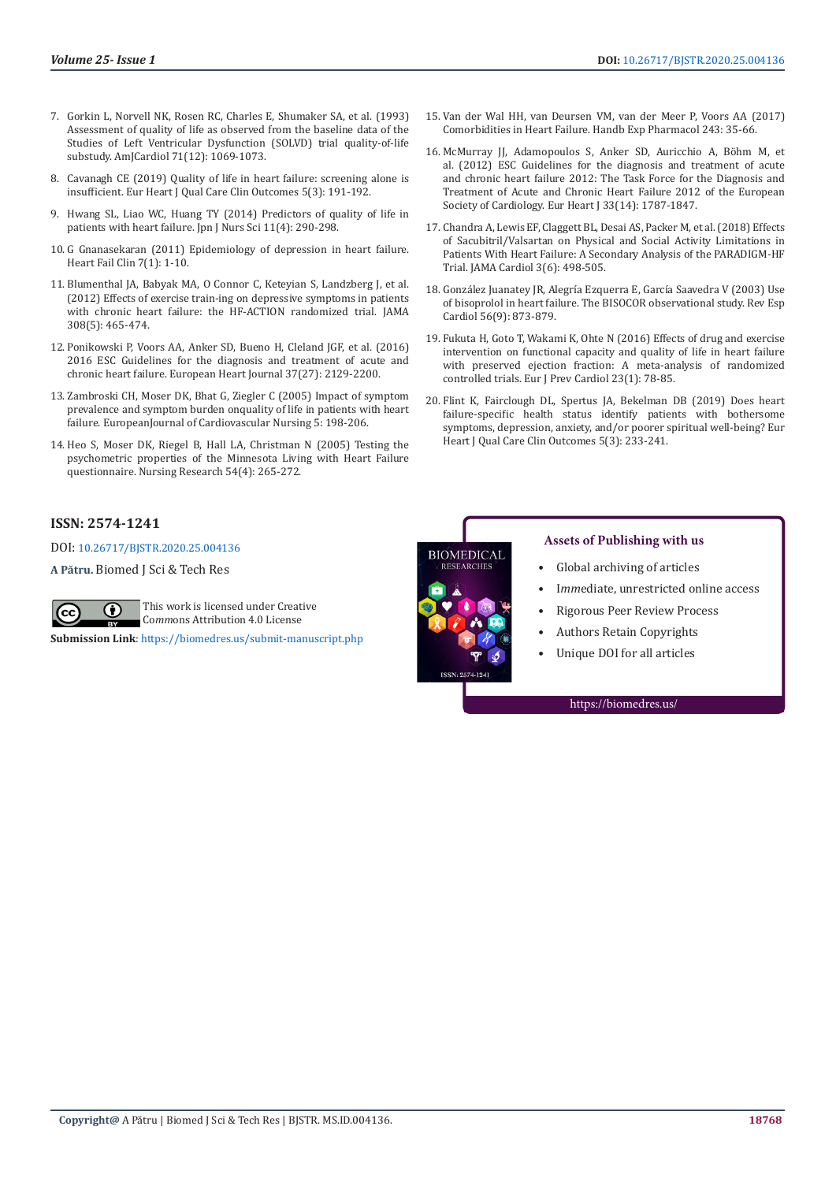7. Gorkin L, Norvell NK, Rosen RC, Charles E, Shumaker SA, et al. (1993) Assessment of quality of life as observed from the baseline data of the Studies of Left Ventricular Dysfunction (SOLVD) trial quality-of-life substudy. AmJCardiol 71(12): 1069-1073.
8. Cavanagh CE (2019) Quality of life in heart failure: screening alone is insufficient. Eur Heart J Qual Care Clin Outcomes 5(3): 191-192.
9. Hwang SL, Liao WC, Huang TY (2014) Predictors of quality of life in patients with heart failure. Jpn J Nurs Sci 11(4): 290-298.
10. G Gnanasekaran (2011) Epidemiology of depression in heart failure. Heart Fail Clin 7(1): 1-10.
11. Blumenthal JA, Babyak MA, O Connor C, Keteyian S, Landzberg J, et al. (2012) Effects of exercise train-ing on depressive symptoms in patients with chronic heart failure: the HF-ACTION randomized trial. JAMA 308(5): 465-474.
12. Ponikowski P, Voors AA, Anker SD, Bueno H, Cleland JGF, et al. (2016) 2016 ESC Guidelines for the diagnosis and treatment of acute and chronic heart failure. European Heart Journal 37(27): 2129-2200.
13. Zambroski CH, Moser DK, Bhat G, Ziegler C (2005) Impact of symptom prevalence and symptom burden onquality of life in patients with heart failure. EuropeanJournal of Cardiovascular Nursing 5: 198-206.
14. Heo S, Moser DK, Riegel B, Hall LA, Christman N (2005) Testing the psychometric properties of the Minnesota Living with Heart Failure questionnaire. Nursing Research 54(4): 265-272.
15. Van der Wal HH, van Deursen VM, van der Meer P, Voors AA (2017) Comorbidities in Heart Failure. Handb Exp Pharmacol 243: 35-66.
16. McMurray JJ, Adamopoulos S, Anker SD, Auricchio A, Böhm M, et al. (2012) ESC Guidelines for the diagnosis and treatment of acute and chronic heart failure 2012: The Task Force for the Diagnosis and Treatment of Acute and Chronic Heart Failure 2012 of the European Society of Cardiology. Eur Heart J 33(14): 1787-1847.
17. Chandra A, Lewis EF, Claggett BL, Desai AS, Packer M, et al. (2018) Effects of Sacubitril/Valsartan on Physical and Social Activity Limitations in Patients With Heart Failure: A Secondary Analysis of the PARADIGM-HF Trial. JAMA Cardiol 3(6): 498-505.
18. González Juanatey JR, Alegría Ezquerra E, García Saavedra V (2003) Use of bisoprolol in heart failure. The BISOCOR observational study. Rev Esp Cardiol 56(9): 873-879.
19. Fukuta H, Goto T, Wakami K, Ohte N (2016) Effects of drug and exercise intervention on functional capacity and quality of life in heart failure with preserved ejection fraction: A meta-analysis of randomized controlled trials. Eur J Prev Cardiol 23(1): 78-85.
20. Flint K, Fairclough DL, Spertus JA, Bekelman DB (2019) Does heart failure-specific health status identify patients with bothersome symptoms, depression, anxiety, and/or poorer spiritual well-being? Eur Heart J Qual Care Clin Outcomes 5(3): 233-241.

**ISSN: 2574-1241**

DOI: 10.26717/BJSTR.2020.25.004136

**A Pătru.** Biomed J Sci & Tech Res

This work is licensed under Creative Commons Attribution 4.0 License

**Submission Link**: https://biomedres.us/submit-manuscript.php

**Assets of Publishing with us**

- Global archiving of articles
- Immediate, unrestricted online access
- Rigorous Peer Review Process
- Authors Retain Copyrights
- Unique DOI for all articles

https://biomedres.us/